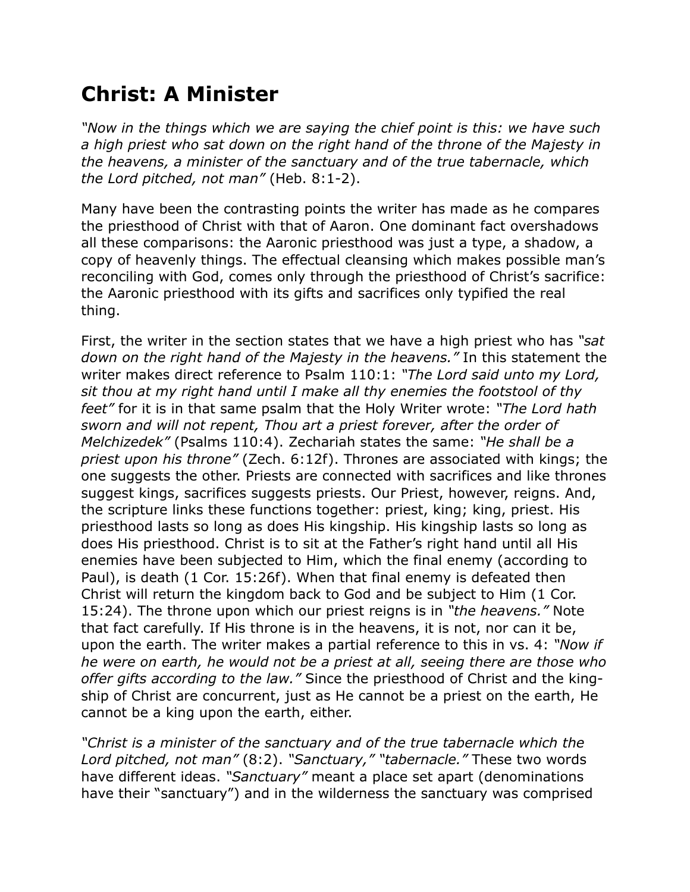# Christ: A Minister

*"Now in the things which we are saying the chief point is this: we have such a high priest who sat down on the right hand of the throne of the Majesty in the heavens, a minister of the sanctuary and of the true tabernacle, which the Lord pitched, not man"* (Heb. 8:1-2).

Many have been the contrasting points the writer has made as he compares the priesthood of Christ with that of Aaron. One dominant fact overshadows all these comparisons: the Aaronic priesthood was just a type, a shadow, a copy of heavenly things. The effectual cleansing which makes possible man's reconciling with God, comes only through the priesthood of Christ's sacrifice: the Aaronic priesthood with its gifts and sacrifices only typified the real thing.

First, the writer in the section states that we have a high priest who has *"sat down on the right hand of the Majesty in the heavens."* In this statement the writer makes direct reference to Psalm 110:1: *"The Lord said unto my Lord, sit thou at my right hand until I make all thy enemies the footstool of thy feet"* for it is in that same psalm that the Holy Writer wrote: *"The Lord hath sworn and will not repent, Thou art a priest forever, after the order of Melchizedek"* (Psalms 110:4). Zechariah states the same: *"He shall be a priest upon his throne"* (Zech. 6:12f). Thrones are associated with kings; the one suggests the other. Priests are connected with sacrifices and like thrones suggest kings, sacrifices suggests priests. Our Priest, however, reigns. And, the scripture links these functions together: priest, king; king, priest. His priesthood lasts so long as does His kingship. His kingship lasts so long as does His priesthood. Christ is to sit at the Father's right hand until all His enemies have been subjected to Him, which the final enemy (according to Paul), is death (1 Cor. 15:26f). When that final enemy is defeated then Christ will return the kingdom back to God and be subject to Him (1 Cor. 15:24). The throne upon which our priest reigns is in *"the heavens."* Note that fact carefully. If His throne is in the heavens, it is not, nor can it be, upon the earth. The writer makes a partial reference to this in vs. 4: *"Now if he were on earth, he would not be a priest at all, seeing there are those who offer gifts according to the law."* Since the priesthood of Christ and the king-ship of Christ are concurrent, just as He cannot be a priest on the earth, He cannot be a king upon the earth, either.

*"Christ is a minister of the sanctuary and of the true tabernacle which the Lord pitched, not man"* (8:2). *"Sanctuary," "tabernacle."* These two words have different ideas. *"Sanctuary"* meant a place set apart (denominations have their "sanctuary") and in the wilderness the sanctuary was comprised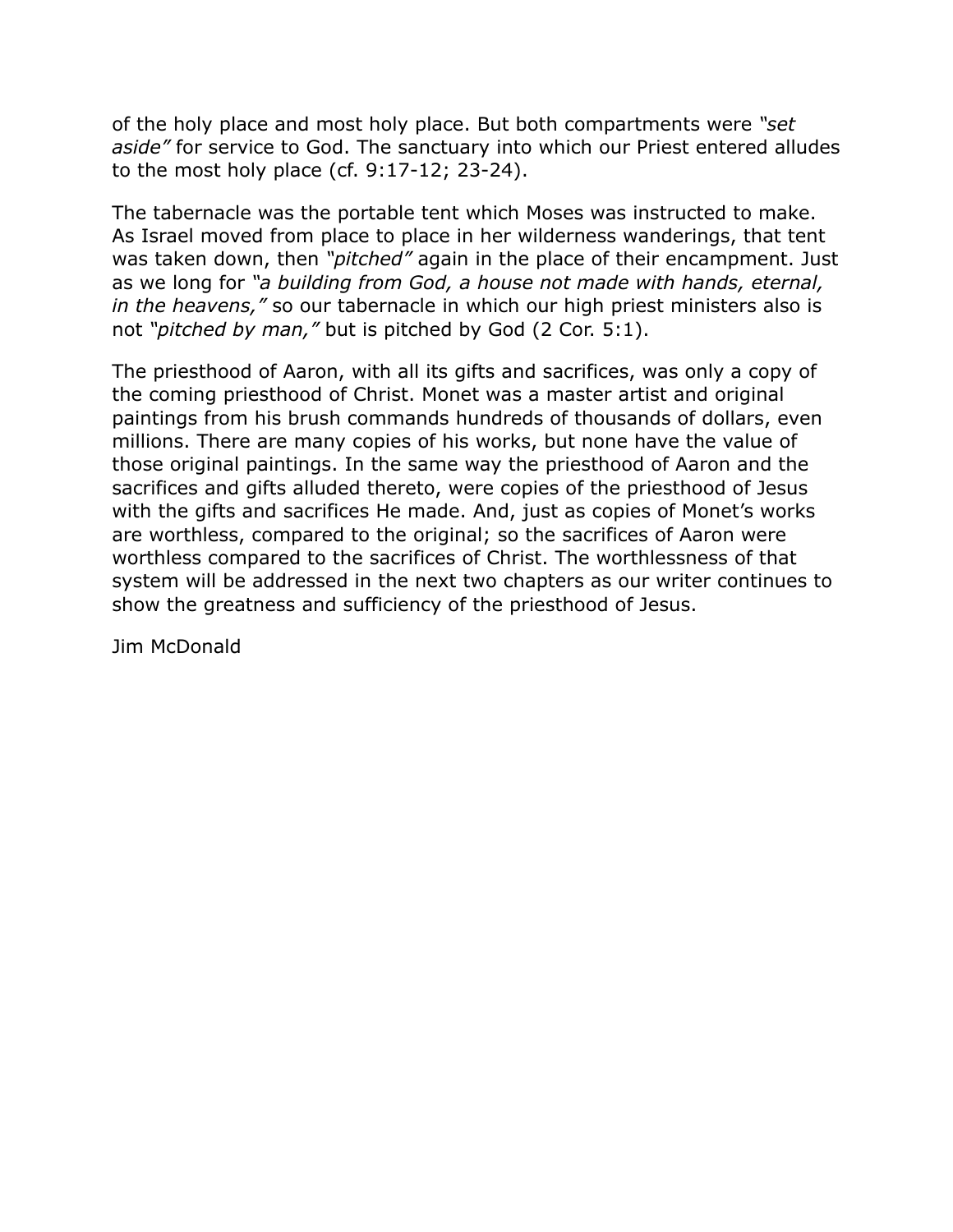of the holy place and most holy place. But both compartments were *"set aside"* for service to God. The sanctuary into which our Priest entered alludes to the most holy place (cf. 9:17-12; 23-24).

The tabernacle was the portable tent which Moses was instructed to make. As Israel moved from place to place in her wilderness wanderings, that tent was taken down, then *"pitched"* again in the place of their encampment. Just as we long for *"a building from God, a house not made with hands, eternal, in the heavens,"* so our tabernacle in which our high priest ministers also is not *"pitched by man,"* but is pitched by God (2 Cor. 5:1).

The priesthood of Aaron, with all its gifts and sacrifices, was only a copy of the coming priesthood of Christ. Monet was a master artist and original paintings from his brush commands hundreds of thousands of dollars, even millions. There are many copies of his works, but none have the value of those original paintings. In the same way the priesthood of Aaron and the sacrifices and gifts alluded thereto, were copies of the priesthood of Jesus with the gifts and sacrifices He made. And, just as copies of Monet's works are worthless, compared to the original; so the sacrifices of Aaron were worthless compared to the sacrifices of Christ. The worthlessness of that system will be addressed in the next two chapters as our writer continues to show the greatness and sufficiency of the priesthood of Jesus.

Jim McDonald